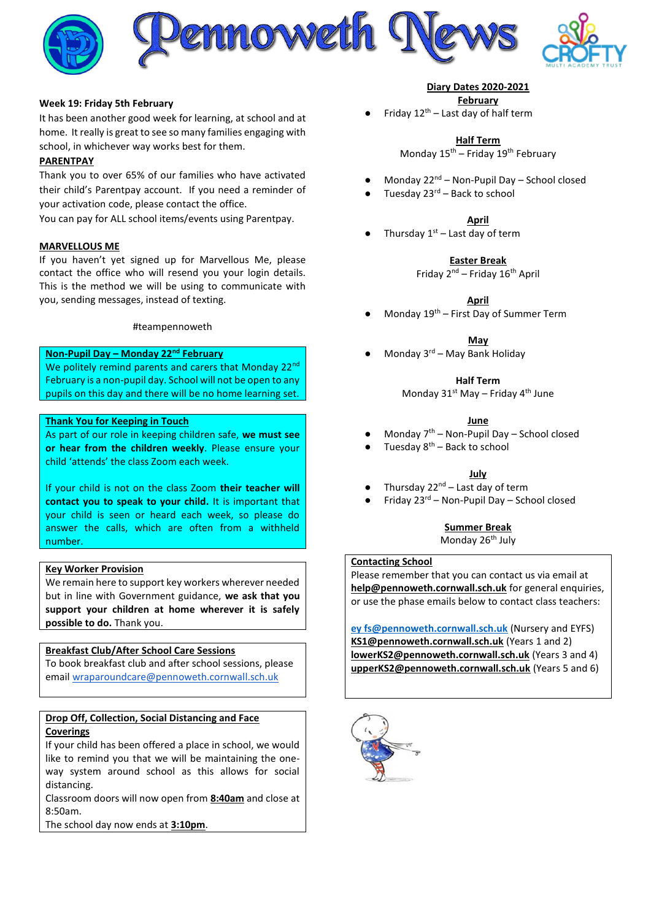# Pennoweth News

**Week 19: Friday 5th February**

It has been another good week for learning, at school and at home. It really is great to see so many families engaging with school, in whichever way works best for them.

**PARENTPAY**

Thank you to over 65% of our families who have activated their child's Parentpay account. If you need a reminder of your activation code, please contact the office.

You can pay for ALL school items/events using Parentpay.

**MARVELLOUS ME**

If you haven't yet signed up for Marvellous Me, please contact the office who will resend you your login details. This is the method we will be using to communicate with you, sending messages, instead of texting.

#teampennoweth

**Non-Pupil Day – Monday 22nd February**

We politely remind parents and carers that Monday 22nd February is a non-pupil day. School will not be open to any pupils on this day and there will be no home learning set.

**Thank You for Keeping in Touch**

As part of our role in keeping children safe, **we must see or hear from the children weekly**. Please ensure your child 'attends' the class Zoom each week.

If your child is not on the class Zoom **their teacher will contact you to speak to your child.** It is important that your child is seen or heard each week, so please do answer the calls, which are often from a withheld number.

**Key Worker Provision**

We remain here to support key workers wherever needed but in line with Government guidance, **we ask that you support your children at home wherever it is safely possible to do.** Thank you.

**Breakfast Club/After School Care Sessions**

To book breakfast club and after school sessions, please email wraparoundcare@pennoweth.cornwall.sch.uk

**Drop Off, Collection, Social Distancing and Face Coverings**

If your child has been offered a place in school, we would like to remind you that we will be maintaining the one-way system around school as this allows for social distancing.

Classroom doors will now open from **8:40am** and close at 8:50am.

The school day now ends at **3:10pm**.

**Diary Dates 2020-2021**

**February**

- Friday 12th – Last day of half term

**Half Term**

Monday 15th – Friday 19th February

- Monday 22nd – Non-Pupil Day – School closed
- Tuesday 23rd – Back to school

**April**

- Thursday 1st – Last day of term

**Easter Break**

Friday 2nd – Friday 16th April

**April**

- Monday 19th – First Day of Summer Term

**May**

- Monday 3rd – May Bank Holiday

**Half Term**

Monday 31st May – Friday 4th June

**June**

- Monday 7th – Non-Pupil Day – School closed
- Tuesday 8th – Back to school

**July**

- Thursday 22nd – Last day of term
- Friday 23rd – Non-Pupil Day – School closed

**Summer Break**

Monday 26th July

**Contacting School**

Please remember that you can contact us via email at **help@pennoweth.cornwall.sch.uk** for general enquiries, or use the phase emails below to contact class teachers:

**ey fs@pennoweth.cornwall.sch.uk** (Nursery and EYFS)
**KS1@pennoweth.cornwall.sch.uk** (Years 1 and 2)
**lowerKS2@pennoweth.cornwall.sch.uk** (Years 3 and 4)
**upperKS2@pennoweth.cornwall.sch.uk** (Years 5 and 6)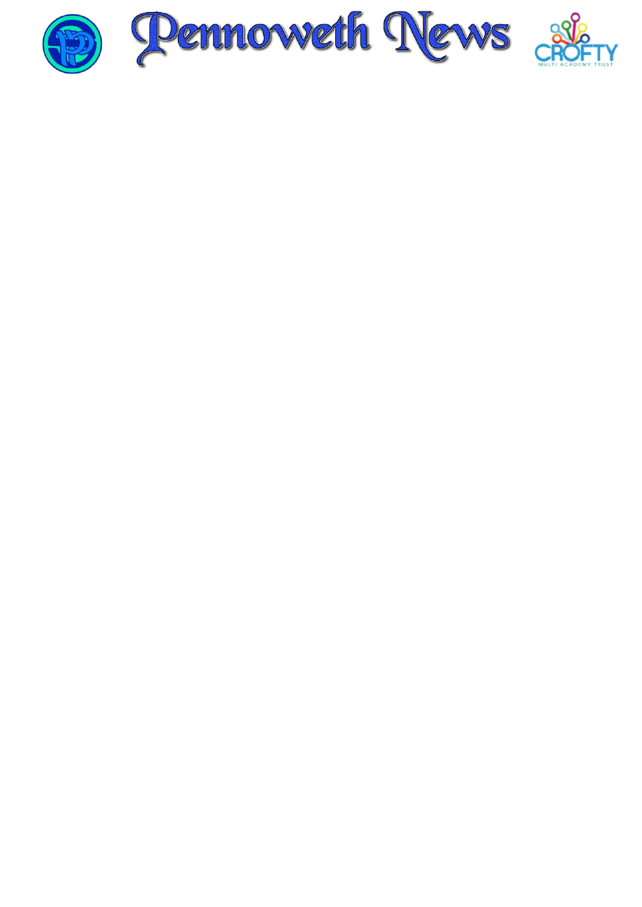# Pennoweth News